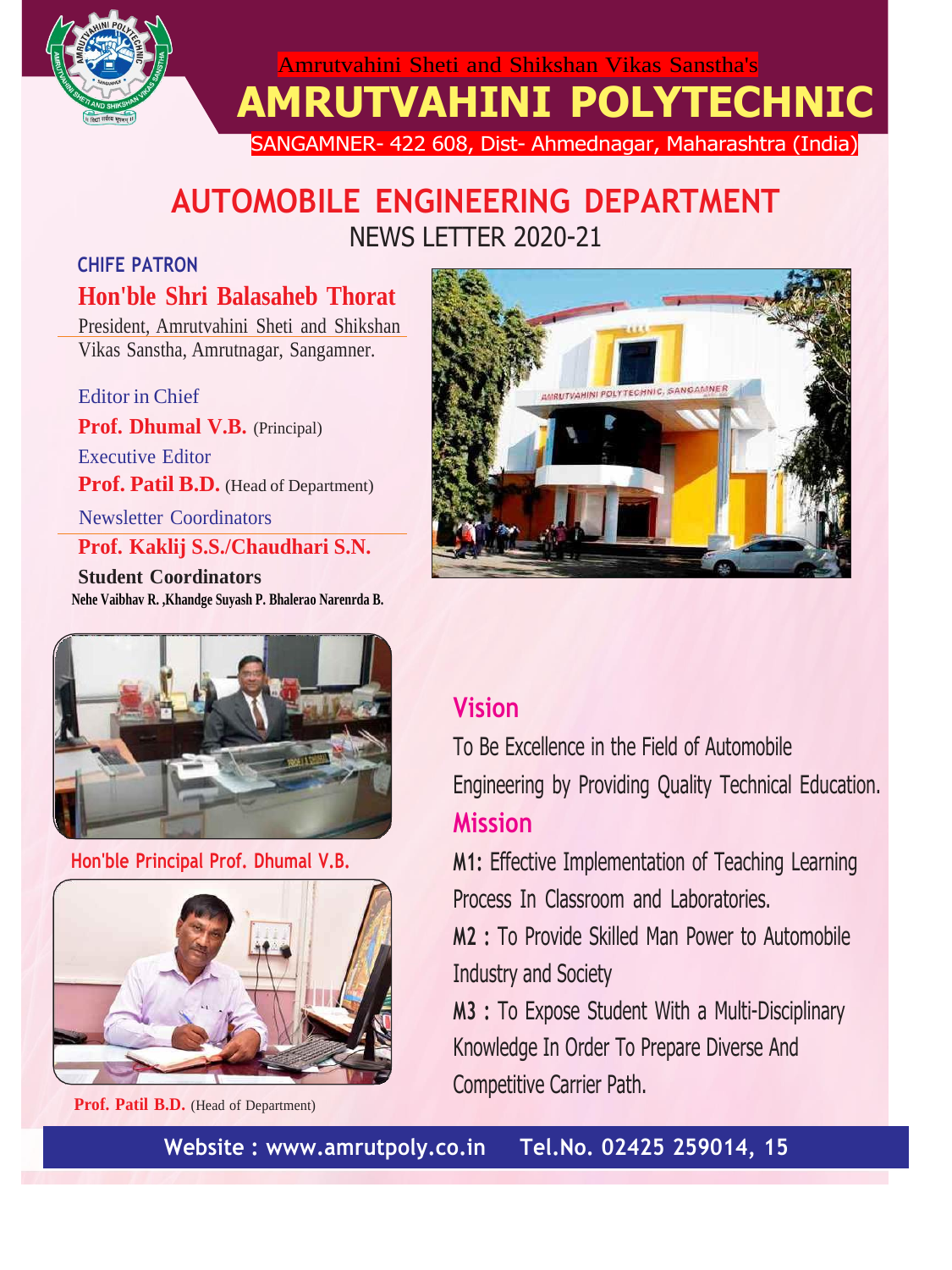Amrutvahini Sheti and Shikshan Vikas Sanstha's

# AMRUTVAHINI POLYTECHNIC

SANGAMNER- 422 608, Dist- Ahmednagar, Maharashtra (India)

## AUTOMOBILE ENGINEERING DEPARTMENT

NEWS LETTER 2020-21

**CHIFE PATRON**

**Hon'ble Shri Balasaheb Thorat**

President, Amrutvahini Sheti and Shikshan Vikas Sanstha, Amrutnagar, Sangamner.

Editor in Chief

**Prof. Dhumal V.B.** (Principal)

Executive Editor

**Prof. Patil B.D.** (Head of Department)

Newsletter Coordinators

**Prof. Kaklij S.S./Chaudhari S.N.**

**Student Coordinators**

**Nehe Vaibhav R. ,Khandge Suyash P. Bhalerao Narenrda B.**

Hon'ble Principal Prof. Dhumal V.B.

**Prof. Patil B.D.** (Head of Department)

## Vision

To Be Excellence in the Field of Automobile Engineering by Providing Quality Technical Education.

## Mission

**M1:** Effective Implementation of Teaching Learning Process In Classroom and Laboratories.

**M2 :** To Provide Skilled Man Power to Automobile Industry and Society

**M3 :** To Expose Student With a Multi-Disciplinary Knowledge In Order To Prepare Diverse And Competitive Carrier Path.

**Website : www.amrutpoly.co.in Tel.No. 02425 259014, 15**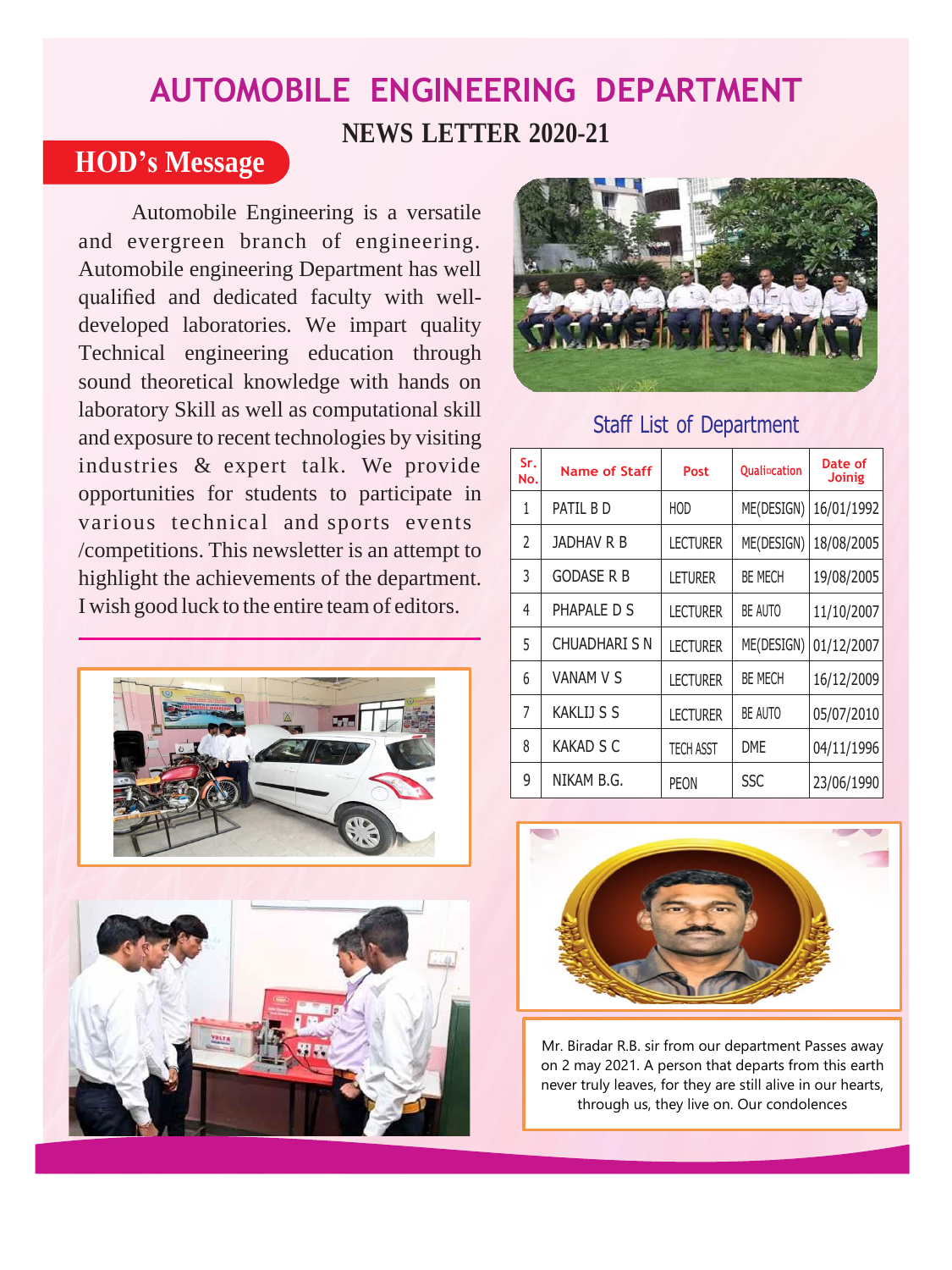# AUTOMOBILE ENGINEERING DEPARTMENT

## NEWS LETTER 2020-21

## HOD's Message

Automobile Engineering is a versatile and evergreen branch of engineering. Automobile engineering Department has well qualified and dedicated faculty with well-developed laboratories. We impart quality Technical engineering education through sound theoretical knowledge with hands on laboratory Skill as well as computational skill and exposure to recent technologies by visiting industries & expert talk. We provide opportunities for students to participate in various technical and sports events /competitions. This newsletter is an attempt to highlight the achievements of the department. I wish good luck to the entire team of editors.

### Staff List of Department

| Sr. No. | Name of Staff | Post | Qualification | Date of Joinig |
|---|---|---|---|---|
| 1 | PATIL B D | HOD | ME(DESIGN) | 16/01/1992 |
| 2 | JADHAV R B | LECTURER | ME(DESIGN) | 18/08/2005 |
| 3 | GODASE R B | LETURER | BE MECH | 19/08/2005 |
| 4 | PHAPALE D S | LECTURER | BE AUTO | 11/10/2007 |
| 5 | CHUADHARI S N | LECTURER | ME(DESIGN) | 01/12/2007 |
| 6 | VANAM V S | LECTURER | BE MECH | 16/12/2009 |
| 7 | KAKLIJ S S | LECTURER | BE AUTO | 05/07/2010 |
| 8 | KAKAD S C | TECH ASST | DME | 04/11/1996 |
| 9 | NIKAM B.G. | PEON | SSC | 23/06/1990 |

Mr. Biradar R.B. sir from our department Passes away on 2 may 2021. A person that departs from this earth never truly leaves, for they are still alive in our hearts, through us, they live on. Our condolences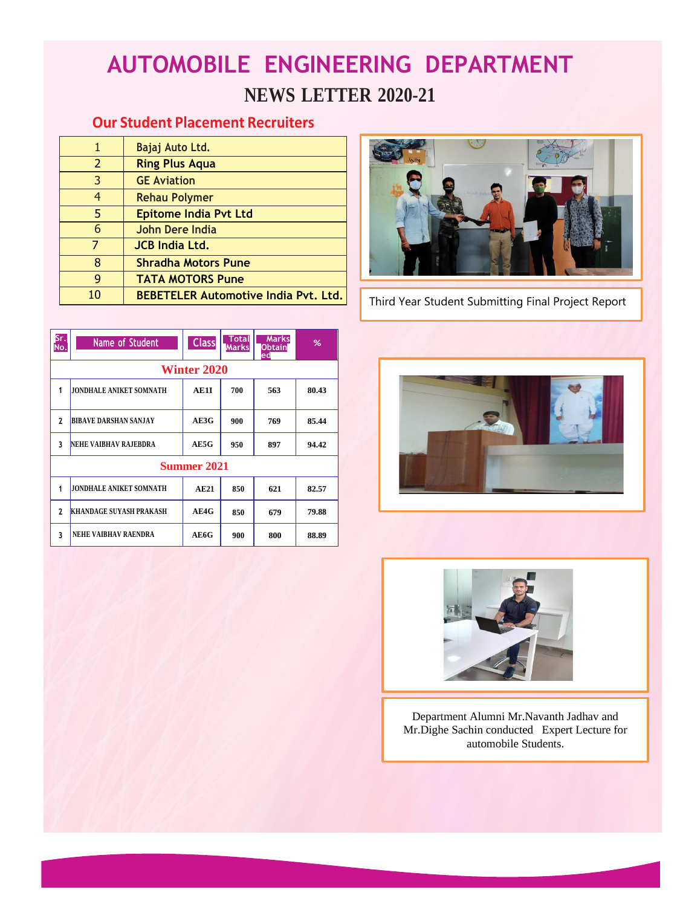# AUTOMOBILE ENGINEERING DEPARTMENT

## NEWS LETTER 2020-21

### Our Student Placement Recruiters

| | |
|---|---|
| 1 | Bajaj Auto Ltd. |
| 2 | Ring Plus Aqua |
| 3 | GE Aviation |
| 4 | Rehau Polymer |
| 5 | Epitome India Pvt Ltd |
| 6 | John Dere India |
| 7 | JCB India Ltd. |
| 8 | Shradha Motors Pune |
| 9 | TATA MOTORS Pune |
| 10 | BEBETELER Automotive India Pvt. Ltd. |

Third Year Student Submitting Final Project Report

| Sr. No. | Name of Student | Class | Total Marks | Marks Obtained | % |
|---|---|---|---|---|---|
| **Winter 2020** | | | | | |
| 1 | JONDHALE ANIKET SOMNATH | AE1I | 700 | 563 | 80.43 |
| 2 | BIBAVE DARSHAN SANJAY | AE3G | 900 | 769 | 85.44 |
| 3 | NEHE VAIBHAV RAJEBDRA | AE5G | 950 | 897 | 94.42 |
| **Summer 2021** | | | | | |
| 1 | JONDHALE ANIKET SOMNATH | AE21 | 850 | 621 | 82.57 |
| 2 | KHANDAGE SUYASH PRAKASH | AE4G | 850 | 679 | 79.88 |
| 3 | NEHE VAIBHAV RAENDRA | AE6G | 900 | 800 | 88.89 |

Department Alumni Mr.Navanth Jadhav and Mr.Dighe Sachin conducted Expert Lecture for automobile Students.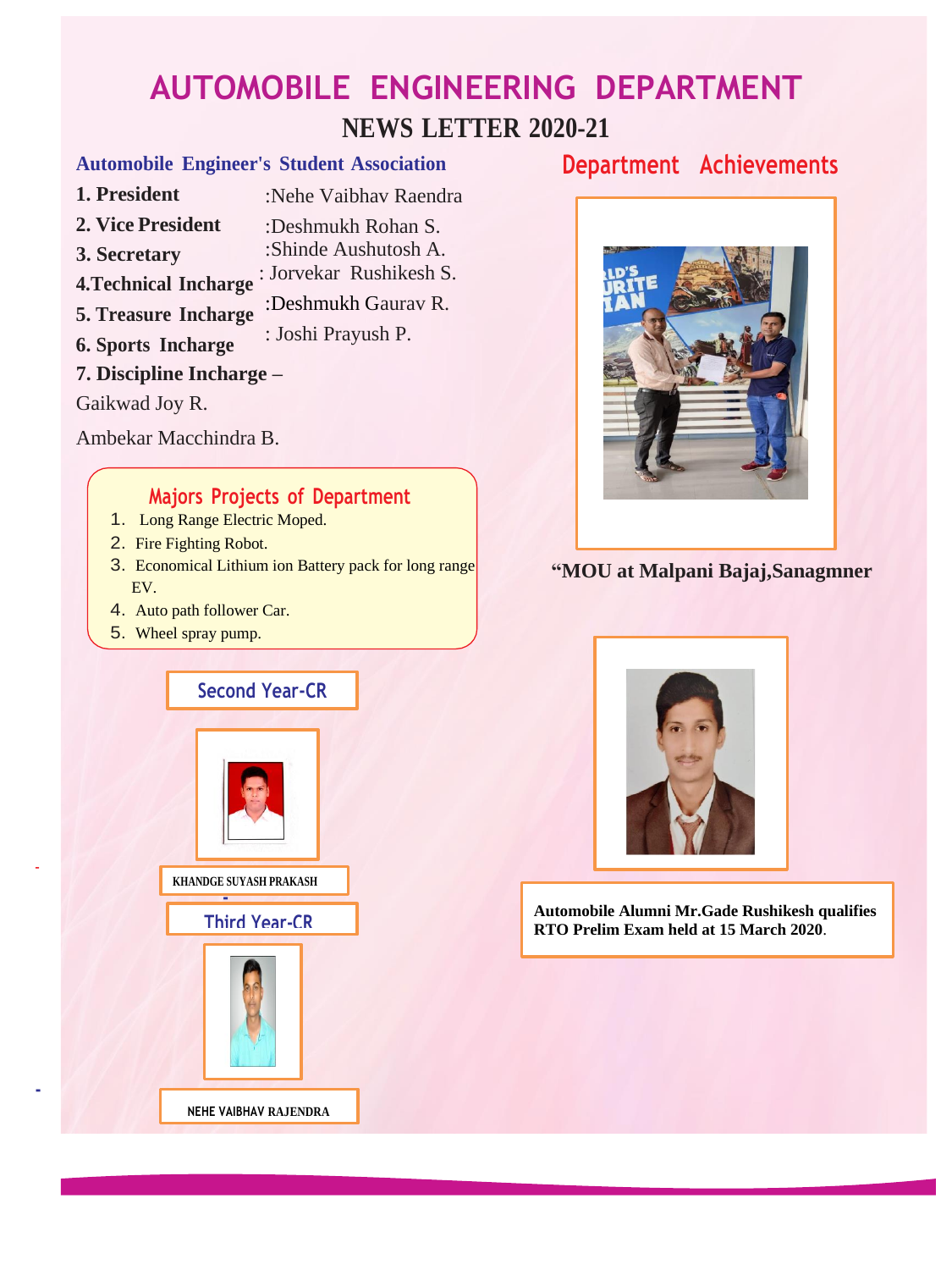# AUTOMOBILE ENGINEERING DEPARTMENT

## NEWS LETTER 2020-21

### Automobile Engineer's Student Association

**1. President** :Nehe Vaibhav Raendra

**2. Vice President** :Deshmukh Rohan S.

**3. Secretary** :Shinde Aushutosh A.

**4.Technical Incharge** : Jorvekar Rushikesh S.

**5. Treasure Incharge** :Deshmukh Gaurav R.

**6. Sports Incharge** : Joshi Prayush P.

**7. Discipline Incharge –**

Gaikwad Joy R.

Ambekar Macchindra B.

### Majors Projects of Department

1. Long Range Electric Moped.
2. Fire Fighting Robot.
3. Economical Lithium ion Battery pack for long range EV.
4. Auto path follower Car.
5. Wheel spray pump.

### Second Year-CR

KHANDGE SUYASH PRAKASH

### Third Year-CR

NEHE VAIBHAV RAJENDRA

### Department Achievements

**"MOU at Malpani Bajaj,Sanagmner**

**Automobile Alumni Mr.Gade Rushikesh qualifies RTO Prelim Exam held at 15 March 2020**.